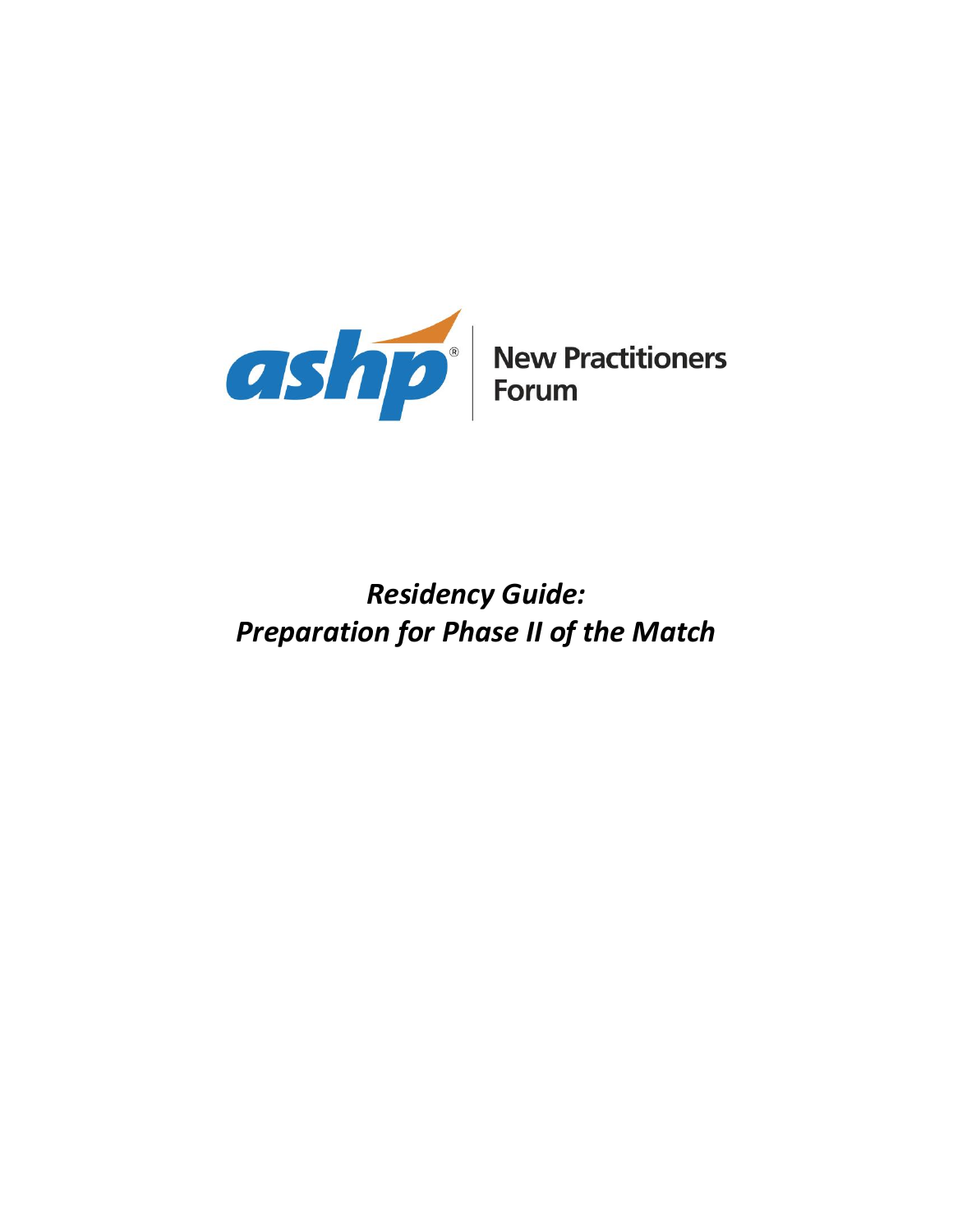ashp® | New Practitioners Forum

***Residency Guide:***
***Preparation for Phase II of the Match***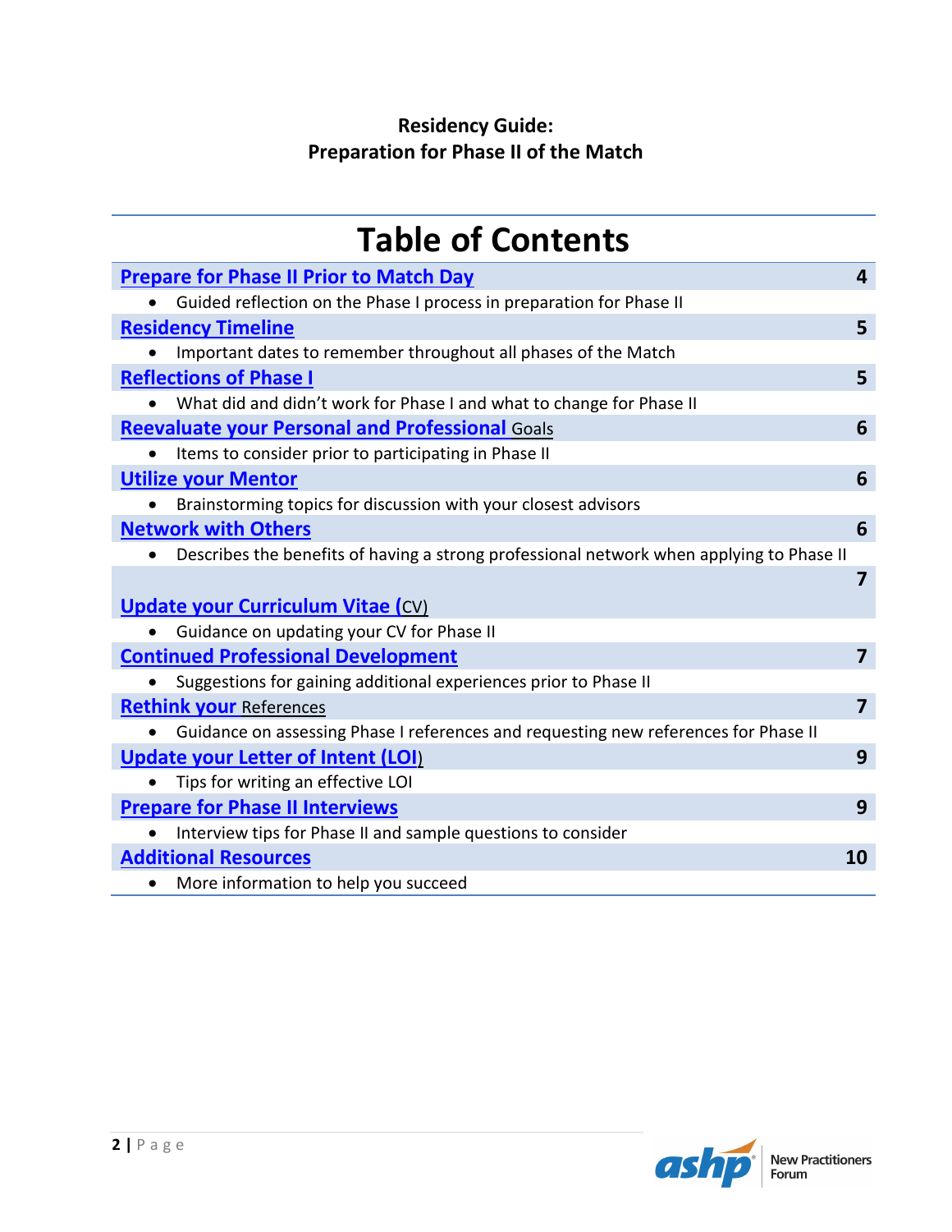**Residency Guide:**
**Preparation for Phase II of the Match**

# Table of Contents

| Section | Page |
|---|---|
| **Prepare for Phase II Prior to Match Day** | **4** |
| • Guided reflection on the Phase I process in preparation for Phase II | |
| **Residency Timeline** | **5** |
| • Important dates to remember throughout all phases of the Match | |
| **Reflections of Phase I** | **5** |
| • What did and didn't work for Phase I and what to change for Phase II | |
| **Reevaluate your Personal and Professional** Goals | **6** |
| • Items to consider prior to participating in Phase II | |
| **Utilize your Mentor** | **6** |
| • Brainstorming topics for discussion with your closest advisors | |
| **Network with Others** | **6** |
| • Describes the benefits of having a strong professional network when applying to Phase II | |
| **Update your Curriculum Vitae (**CV) | **7** |
| • Guidance on updating your CV for Phase II | |
| **Continued Professional Development** | **7** |
| • Suggestions for gaining additional experiences prior to Phase II | |
| **Rethink your** References | **7** |
| • Guidance on assessing Phase I references and requesting new references for Phase II | |
| **Update your Letter of Intent (LOI**) | **9** |
| • Tips for writing an effective LOI | |
| **Prepare for Phase II Interviews** | **9** |
| • Interview tips for Phase II and sample questions to consider | |
| **Additional Resources** | **10** |
| • More information to help you succeed | |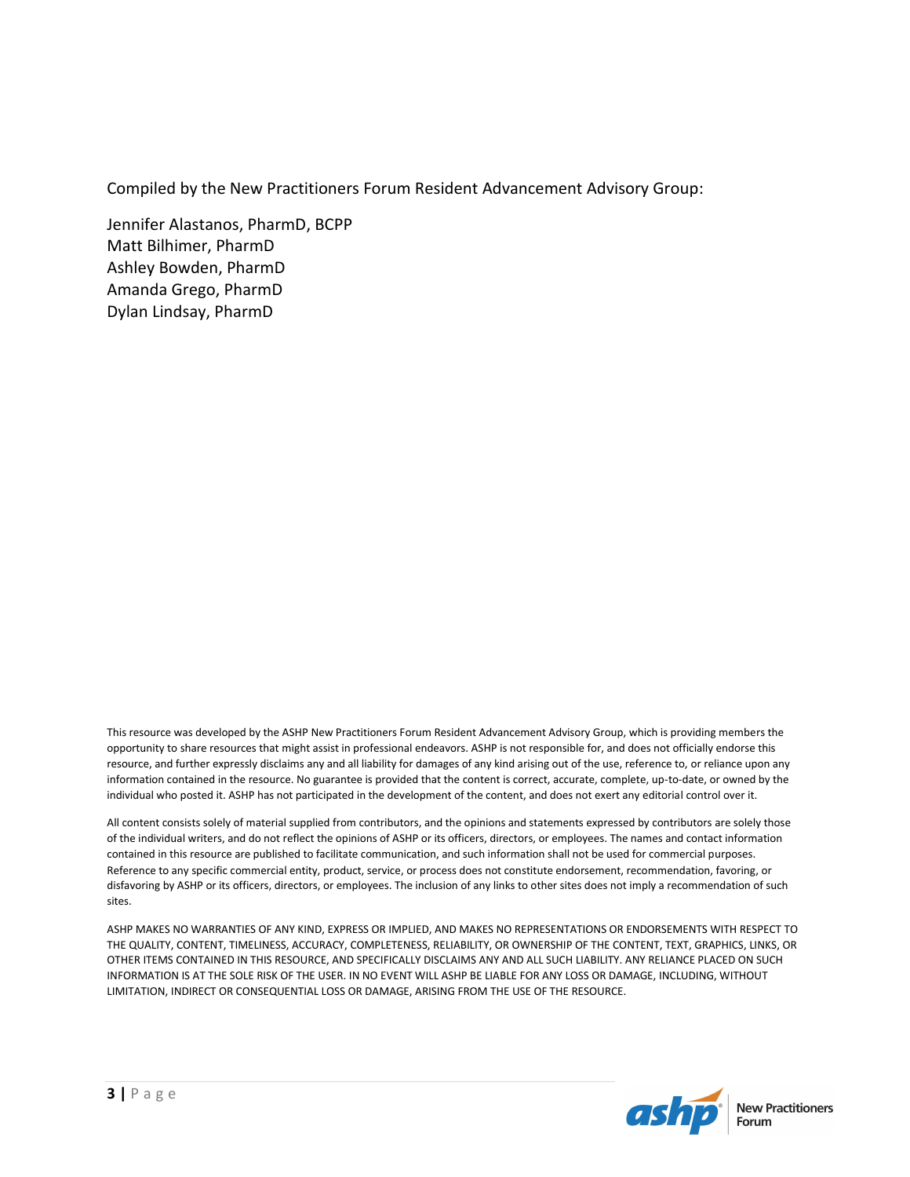Compiled by the New Practitioners Forum Resident Advancement Advisory Group:

Jennifer Alastanos, PharmD, BCPP
Matt Bilhimer, PharmD
Ashley Bowden, PharmD
Amanda Grego, PharmD
Dylan Lindsay, PharmD

This resource was developed by the ASHP New Practitioners Forum Resident Advancement Advisory Group, which is providing members the opportunity to share resources that might assist in professional endeavors. ASHP is not responsible for, and does not officially endorse this resource, and further expressly disclaims any and all liability for damages of any kind arising out of the use, reference to, or reliance upon any information contained in the resource. No guarantee is provided that the content is correct, accurate, complete, up-to-date, or owned by the individual who posted it. ASHP has not participated in the development of the content, and does not exert any editorial control over it.

All content consists solely of material supplied from contributors, and the opinions and statements expressed by contributors are solely those of the individual writers, and do not reflect the opinions of ASHP or its officers, directors, or employees. The names and contact information contained in this resource are published to facilitate communication, and such information shall not be used for commercial purposes. Reference to any specific commercial entity, product, service, or process does not constitute endorsement, recommendation, favoring, or disfavoring by ASHP or its officers, directors, or employees. The inclusion of any links to other sites does not imply a recommendation of such sites.

ASHP MAKES NO WARRANTIES OF ANY KIND, EXPRESS OR IMPLIED, AND MAKES NO REPRESENTATIONS OR ENDORSEMENTS WITH RESPECT TO THE QUALITY, CONTENT, TIMELINESS, ACCURACY, COMPLETENESS, RELIABILITY, OR OWNERSHIP OF THE CONTENT, TEXT, GRAPHICS, LINKS, OR OTHER ITEMS CONTAINED IN THIS RESOURCE, AND SPECIFICALLY DISCLAIMS ANY AND ALL SUCH LIABILITY. ANY RELIANCE PLACED ON SUCH INFORMATION IS AT THE SOLE RISK OF THE USER. IN NO EVENT WILL ASHP BE LIABLE FOR ANY LOSS OR DAMAGE, INCLUDING, WITHOUT LIMITATION, INDIRECT OR CONSEQUENTIAL LOSS OR DAMAGE, ARISING FROM THE USE OF THE RESOURCE.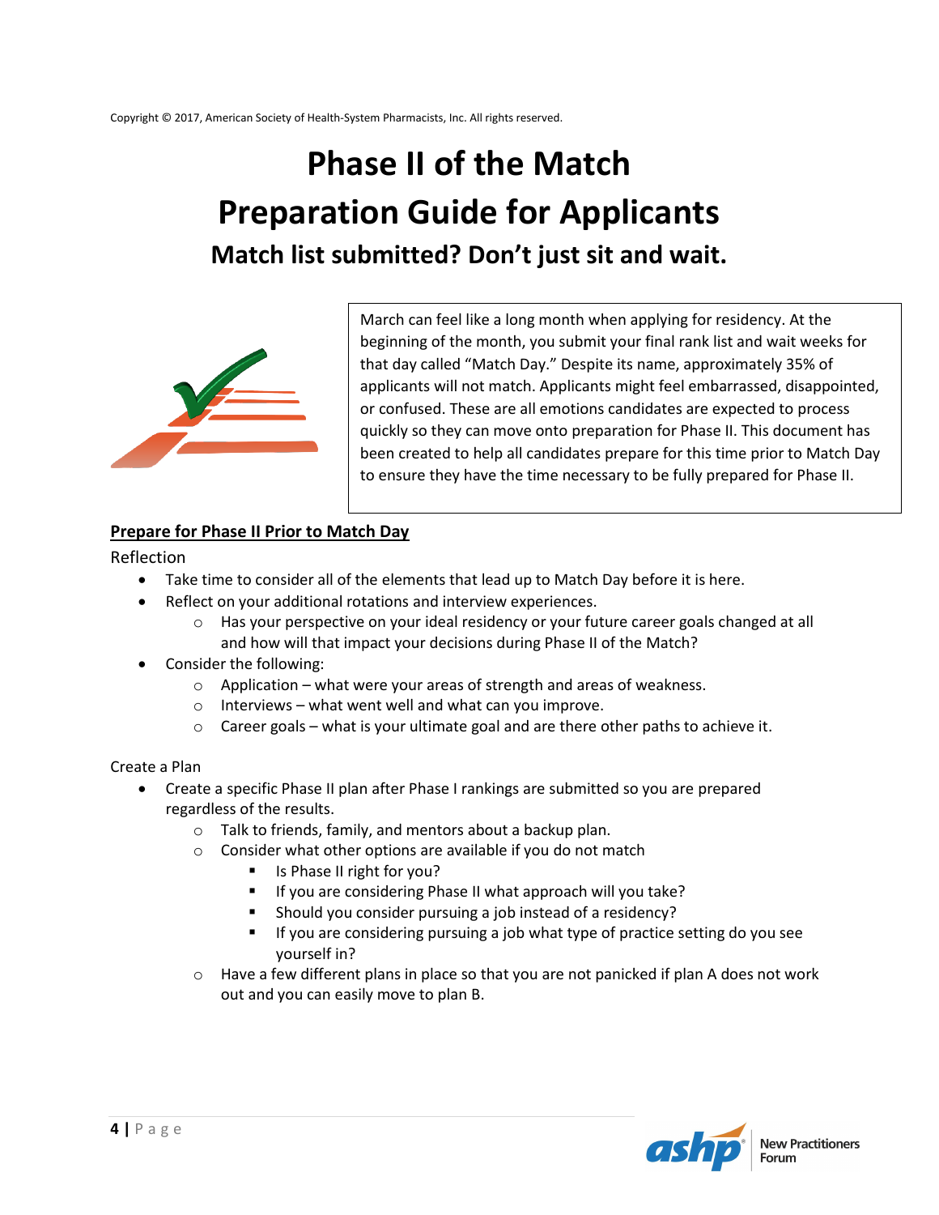Copyright © 2017, American Society of Health-System Pharmacists, Inc. All rights reserved.

# Phase II of the Match
# Preparation Guide for Applicants

## Match list submitted? Don't just sit and wait.

March can feel like a long month when applying for residency. At the beginning of the month, you submit your final rank list and wait weeks for that day called "Match Day." Despite its name, approximately 35% of applicants will not match. Applicants might feel embarrassed, disappointed, or confused. These are all emotions candidates are expected to process quickly so they can move onto preparation for Phase II. This document has been created to help all candidates prepare for this time prior to Match Day to ensure they have the time necessary to be fully prepared for Phase II.

### Prepare for Phase II Prior to Match Day

Reflection

- Take time to consider all of the elements that lead up to Match Day before it is here.
- Reflect on your additional rotations and interview experiences.
  - Has your perspective on your ideal residency or your future career goals changed at all and how will that impact your decisions during Phase II of the Match?
- Consider the following:
  - Application – what were your areas of strength and areas of weakness.
  - Interviews – what went well and what can you improve.
  - Career goals – what is your ultimate goal and are there other paths to achieve it.

Create a Plan

- Create a specific Phase II plan after Phase I rankings are submitted so you are prepared regardless of the results.
  - Talk to friends, family, and mentors about a backup plan.
  - Consider what other options are available if you do not match
    - Is Phase II right for you?
    - If you are considering Phase II what approach will you take?
    - Should you consider pursuing a job instead of a residency?
    - If you are considering pursuing a job what type of practice setting do you see yourself in?
  - Have a few different plans in place so that you are not panicked if plan A does not work out and you can easily move to plan B.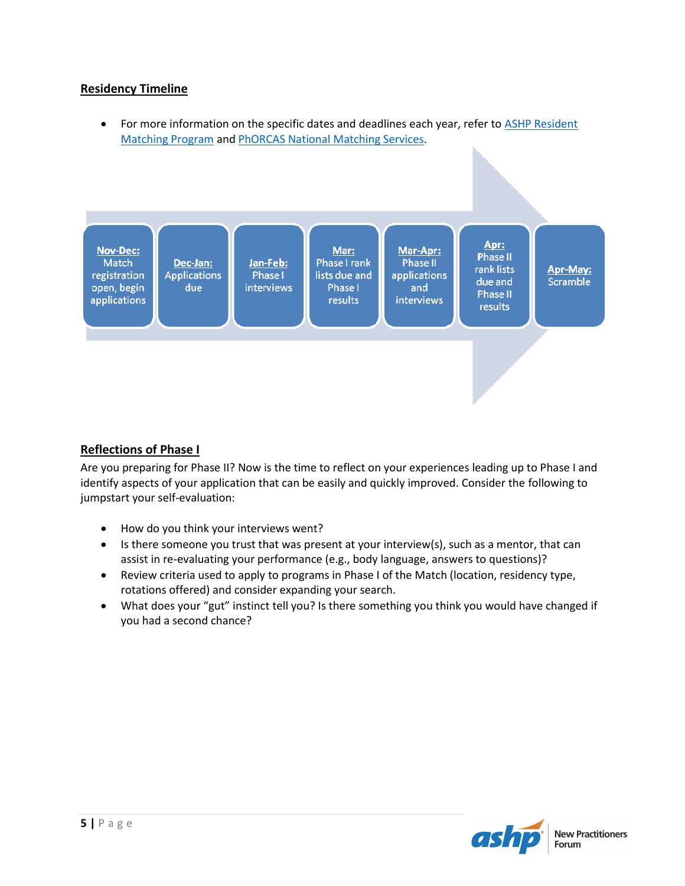## Residency Timeline

- For more information on the specific dates and deadlines each year, refer to [ASHP Resident Matching Program]() and [PhORCAS National Matching Services]().

**Nov-Dec:** Match registration open, begin applications

**Dec-Jan:** Applications due

**Jan-Feb:** Phase I interviews

**Mar:** Phase I rank lists due and Phase I results

**Mar-Apr:** Phase II applications and interviews

**Apr:** Phase II rank lists due and Phase II results

**Apr-May:** Scramble

## Reflections of Phase I

Are you preparing for Phase II? Now is the time to reflect on your experiences leading up to Phase I and identify aspects of your application that can be easily and quickly improved. Consider the following to jumpstart your self-evaluation:

- How do you think your interviews went?
- Is there someone you trust that was present at your interview(s), such as a mentor, that can assist in re-evaluating your performance (e.g., body language, answers to questions)?
- Review criteria used to apply to programs in Phase I of the Match (location, residency type, rotations offered) and consider expanding your search.
- What does your "gut" instinct tell you? Is there something you think you would have changed if you had a second chance?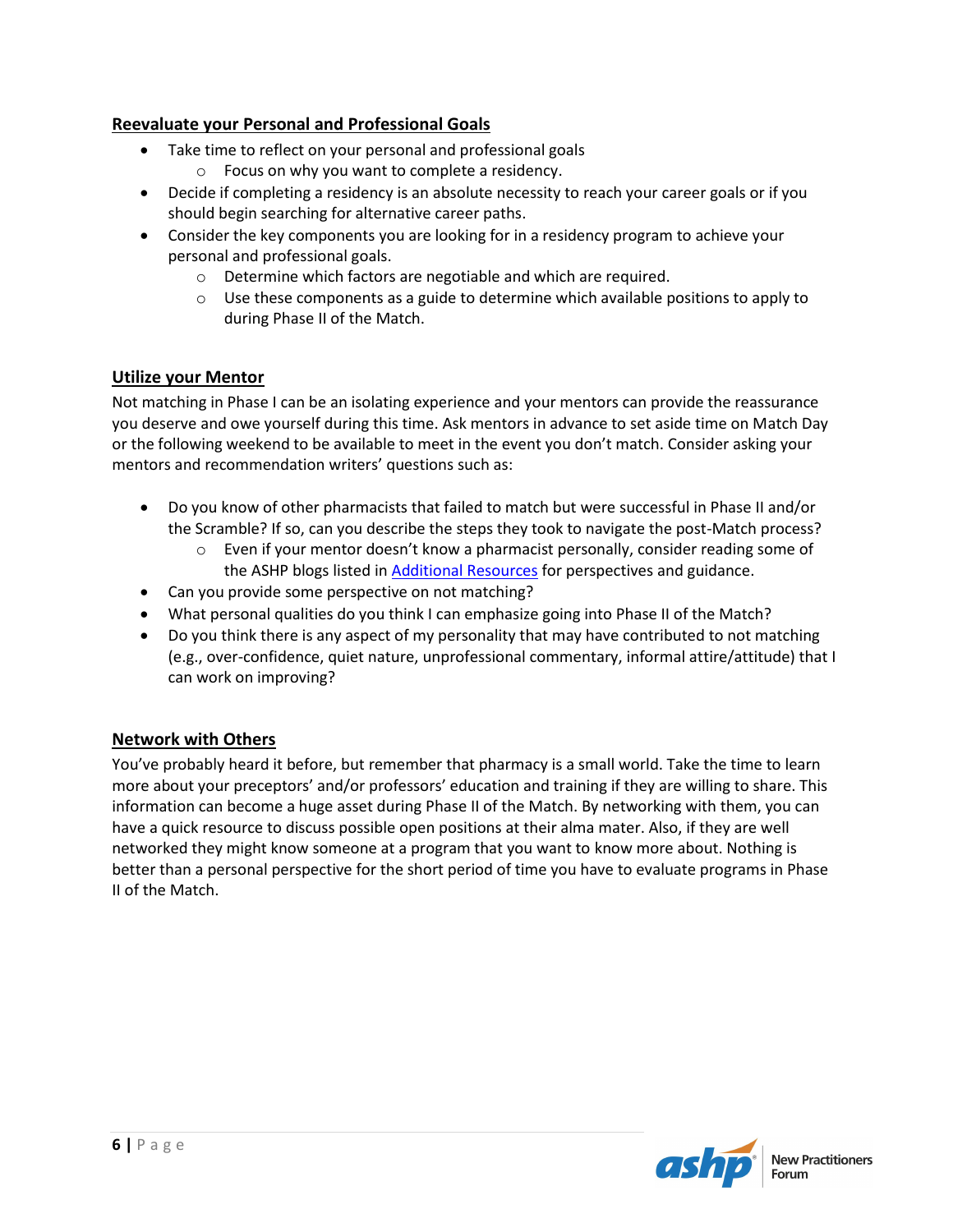## Reevaluate your Personal and Professional Goals

- Take time to reflect on your personal and professional goals
  - Focus on why you want to complete a residency.
- Decide if completing a residency is an absolute necessity to reach your career goals or if you should begin searching for alternative career paths.
- Consider the key components you are looking for in a residency program to achieve your personal and professional goals.
  - Determine which factors are negotiable and which are required.
  - Use these components as a guide to determine which available positions to apply to during Phase II of the Match.

## Utilize your Mentor

Not matching in Phase I can be an isolating experience and your mentors can provide the reassurance you deserve and owe yourself during this time. Ask mentors in advance to set aside time on Match Day or the following weekend to be available to meet in the event you don't match. Consider asking your mentors and recommendation writers' questions such as:

- Do you know of other pharmacists that failed to match but were successful in Phase II and/or the Scramble? If so, can you describe the steps they took to navigate the post-Match process?
  - Even if your mentor doesn't know a pharmacist personally, consider reading some of the ASHP blogs listed in Additional Resources for perspectives and guidance.
- Can you provide some perspective on not matching?
- What personal qualities do you think I can emphasize going into Phase II of the Match?
- Do you think there is any aspect of my personality that may have contributed to not matching (e.g., over-confidence, quiet nature, unprofessional commentary, informal attire/attitude) that I can work on improving?

## Network with Others

You've probably heard it before, but remember that pharmacy is a small world. Take the time to learn more about your preceptors' and/or professors' education and training if they are willing to share. This information can become a huge asset during Phase II of the Match. By networking with them, you can have a quick resource to discuss possible open positions at their alma mater. Also, if they are well networked they might know someone at a program that you want to know more about. Nothing is better than a personal perspective for the short period of time you have to evaluate programs in Phase II of the Match.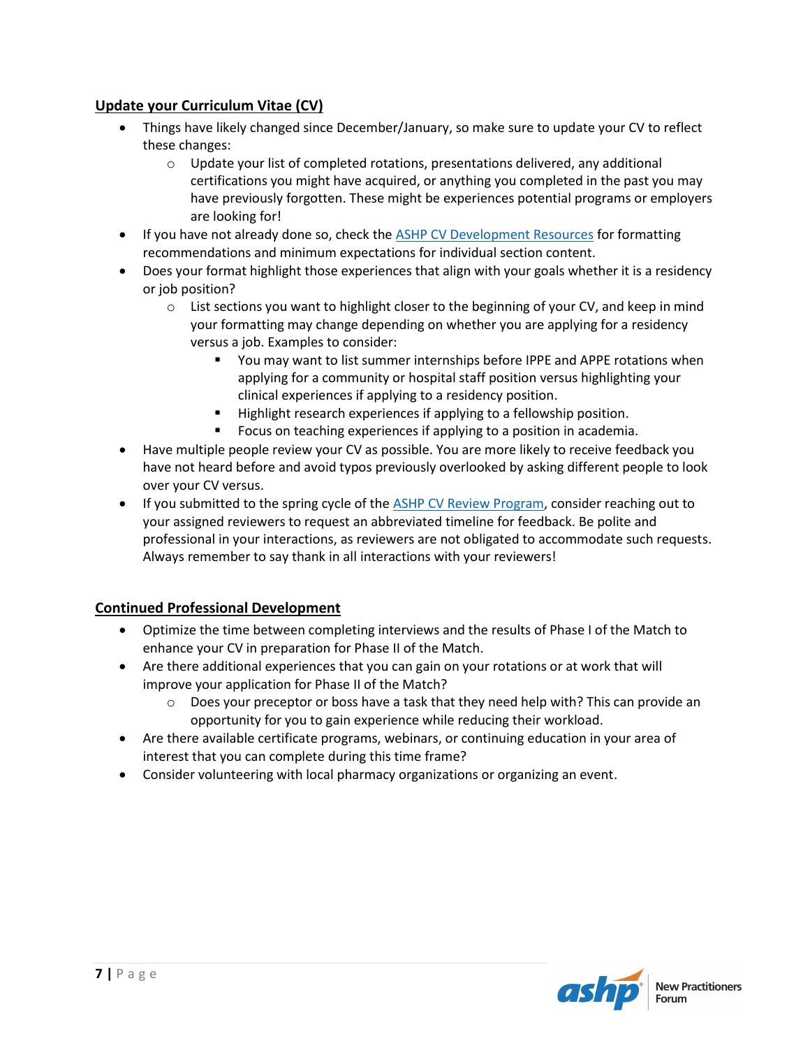## Update your Curriculum Vitae (CV)

- Things have likely changed since December/January, so make sure to update your CV to reflect these changes:
  - Update your list of completed rotations, presentations delivered, any additional certifications you might have acquired, or anything you completed in the past you may have previously forgotten. These might be experiences potential programs or employers are looking for!
- If you have not already done so, check the [ASHP CV Development Resources]() for formatting recommendations and minimum expectations for individual section content.
- Does your format highlight those experiences that align with your goals whether it is a residency or job position?
  - List sections you want to highlight closer to the beginning of your CV, and keep in mind your formatting may change depending on whether you are applying for a residency versus a job. Examples to consider:
    - You may want to list summer internships before IPPE and APPE rotations when applying for a community or hospital staff position versus highlighting your clinical experiences if applying to a residency position.
    - Highlight research experiences if applying to a fellowship position.
    - Focus on teaching experiences if applying to a position in academia.
- Have multiple people review your CV as possible. You are more likely to receive feedback you have not heard before and avoid typos previously overlooked by asking different people to look over your CV versus.
- If you submitted to the spring cycle of the [ASHP CV Review Program](), consider reaching out to your assigned reviewers to request an abbreviated timeline for feedback. Be polite and professional in your interactions, as reviewers are not obligated to accommodate such requests. Always remember to say thank in all interactions with your reviewers!

## Continued Professional Development

- Optimize the time between completing interviews and the results of Phase I of the Match to enhance your CV in preparation for Phase II of the Match.
- Are there additional experiences that you can gain on your rotations or at work that will improve your application for Phase II of the Match?
  - Does your preceptor or boss have a task that they need help with? This can provide an opportunity for you to gain experience while reducing their workload.
- Are there available certificate programs, webinars, or continuing education in your area of interest that you can complete during this time frame?
- Consider volunteering with local pharmacy organizations or organizing an event.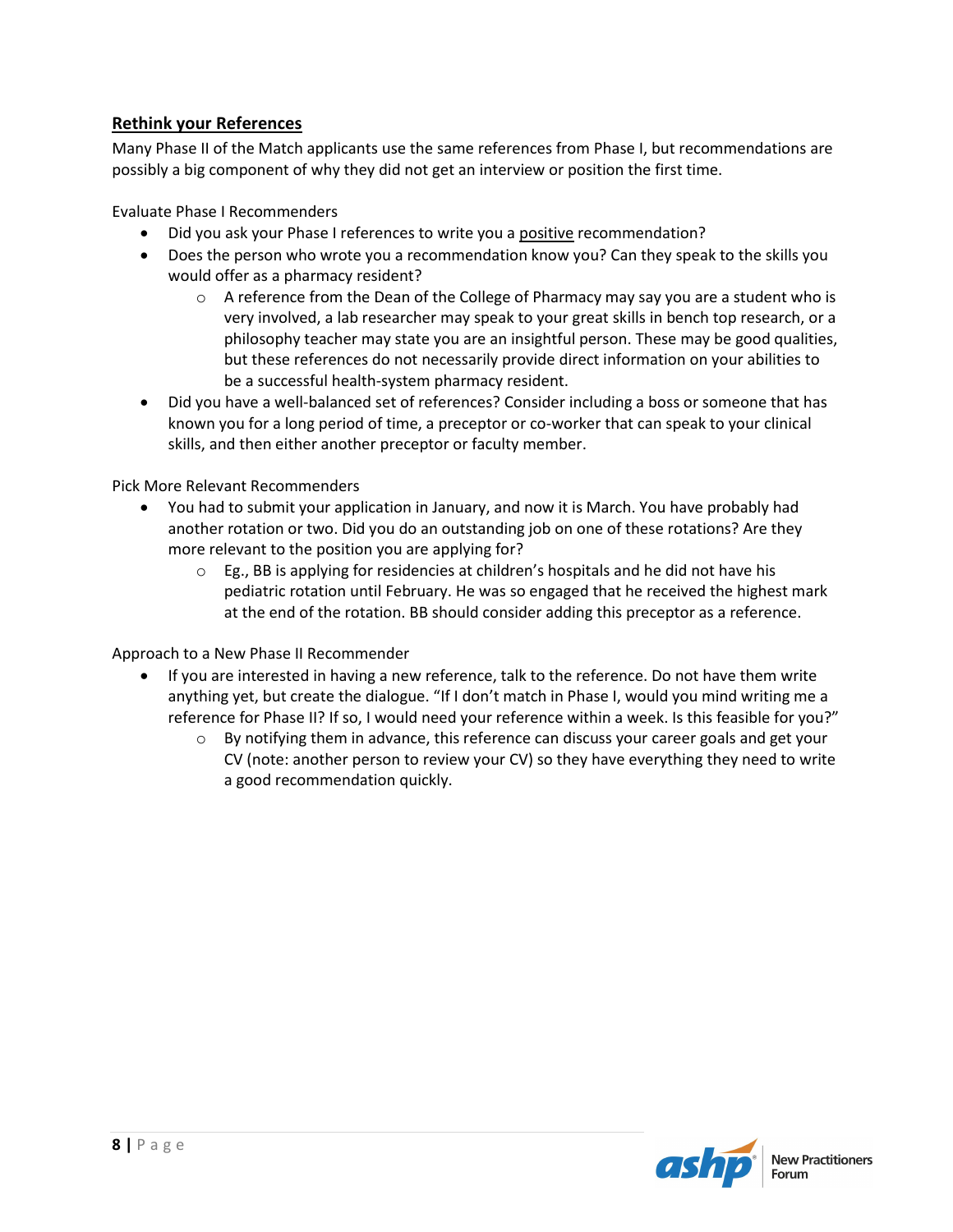## Rethink your References

Many Phase II of the Match applicants use the same references from Phase I, but recommendations are possibly a big component of why they did not get an interview or position the first time.

Evaluate Phase I Recommenders

- Did you ask your Phase I references to write you a positive recommendation?
- Does the person who wrote you a recommendation know you? Can they speak to the skills you would offer as a pharmacy resident?
  - A reference from the Dean of the College of Pharmacy may say you are a student who is very involved, a lab researcher may speak to your great skills in bench top research, or a philosophy teacher may state you are an insightful person. These may be good qualities, but these references do not necessarily provide direct information on your abilities to be a successful health-system pharmacy resident.
- Did you have a well-balanced set of references? Consider including a boss or someone that has known you for a long period of time, a preceptor or co-worker that can speak to your clinical skills, and then either another preceptor or faculty member.

Pick More Relevant Recommenders

- You had to submit your application in January, and now it is March. You have probably had another rotation or two. Did you do an outstanding job on one of these rotations? Are they more relevant to the position you are applying for?
  - Eg., BB is applying for residencies at children's hospitals and he did not have his pediatric rotation until February. He was so engaged that he received the highest mark at the end of the rotation. BB should consider adding this preceptor as a reference.

Approach to a New Phase II Recommender

- If you are interested in having a new reference, talk to the reference. Do not have them write anything yet, but create the dialogue. "If I don't match in Phase I, would you mind writing me a reference for Phase II? If so, I would need your reference within a week. Is this feasible for you?"
  - By notifying them in advance, this reference can discuss your career goals and get your CV (note: another person to review your CV) so they have everything they need to write a good recommendation quickly.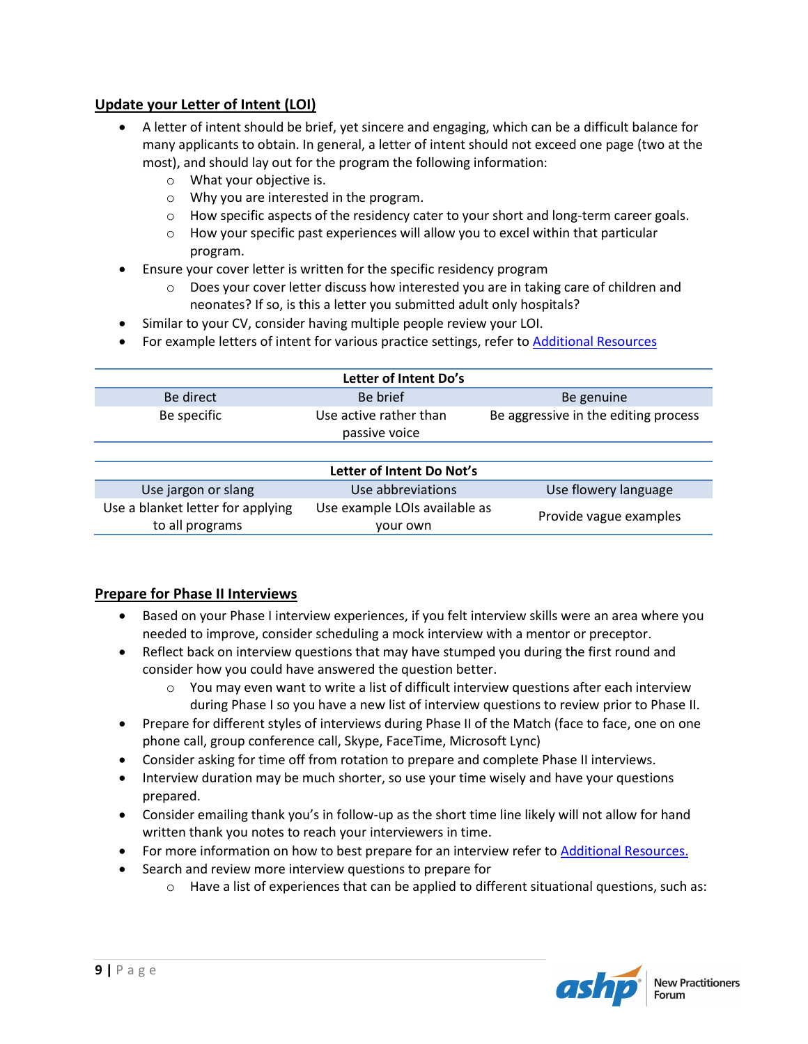## Update your Letter of Intent (LOI)

- A letter of intent should be brief, yet sincere and engaging, which can be a difficult balance for many applicants to obtain. In general, a letter of intent should not exceed one page (two at the most), and should lay out for the program the following information:
  - What your objective is.
  - Why you are interested in the program.
  - How specific aspects of the residency cater to your short and long-term career goals.
  - How your specific past experiences will allow you to excel within that particular program.
- Ensure your cover letter is written for the specific residency program
  - Does your cover letter discuss how interested you are in taking care of children and neonates? If so, is this a letter you submitted adult only hospitals?
- Similar to your CV, consider having multiple people review your LOI.
- For example letters of intent for various practice settings, refer to [Additional Resources]

| Letter of Intent Do's | | |
|---|---|---|
| Be direct | Be brief | Be genuine |
| Be specific | Use active rather than passive voice | Be aggressive in the editing process |

| Letter of Intent Do Not's | | |
|---|---|---|
| Use jargon or slang | Use abbreviations | Use flowery language |
| Use a blanket letter for applying to all programs | Use example LOIs available as your own | Provide vague examples |

## Prepare for Phase II Interviews

- Based on your Phase I interview experiences, if you felt interview skills were an area where you needed to improve, consider scheduling a mock interview with a mentor or preceptor.
- Reflect back on interview questions that may have stumped you during the first round and consider how you could have answered the question better.
  - You may even want to write a list of difficult interview questions after each interview during Phase I so you have a new list of interview questions to review prior to Phase II.
- Prepare for different styles of interviews during Phase II of the Match (face to face, one on one phone call, group conference call, Skype, FaceTime, Microsoft Lync)
- Consider asking for time off from rotation to prepare and complete Phase II interviews.
- Interview duration may be much shorter, so use your time wisely and have your questions prepared.
- Consider emailing thank you's in follow-up as the short time line likely will not allow for hand written thank you notes to reach your interviewers in time.
- For more information on how to best prepare for an interview refer to [Additional Resources.]
- Search and review more interview questions to prepare for
  - Have a list of experiences that can be applied to different situational questions, such as: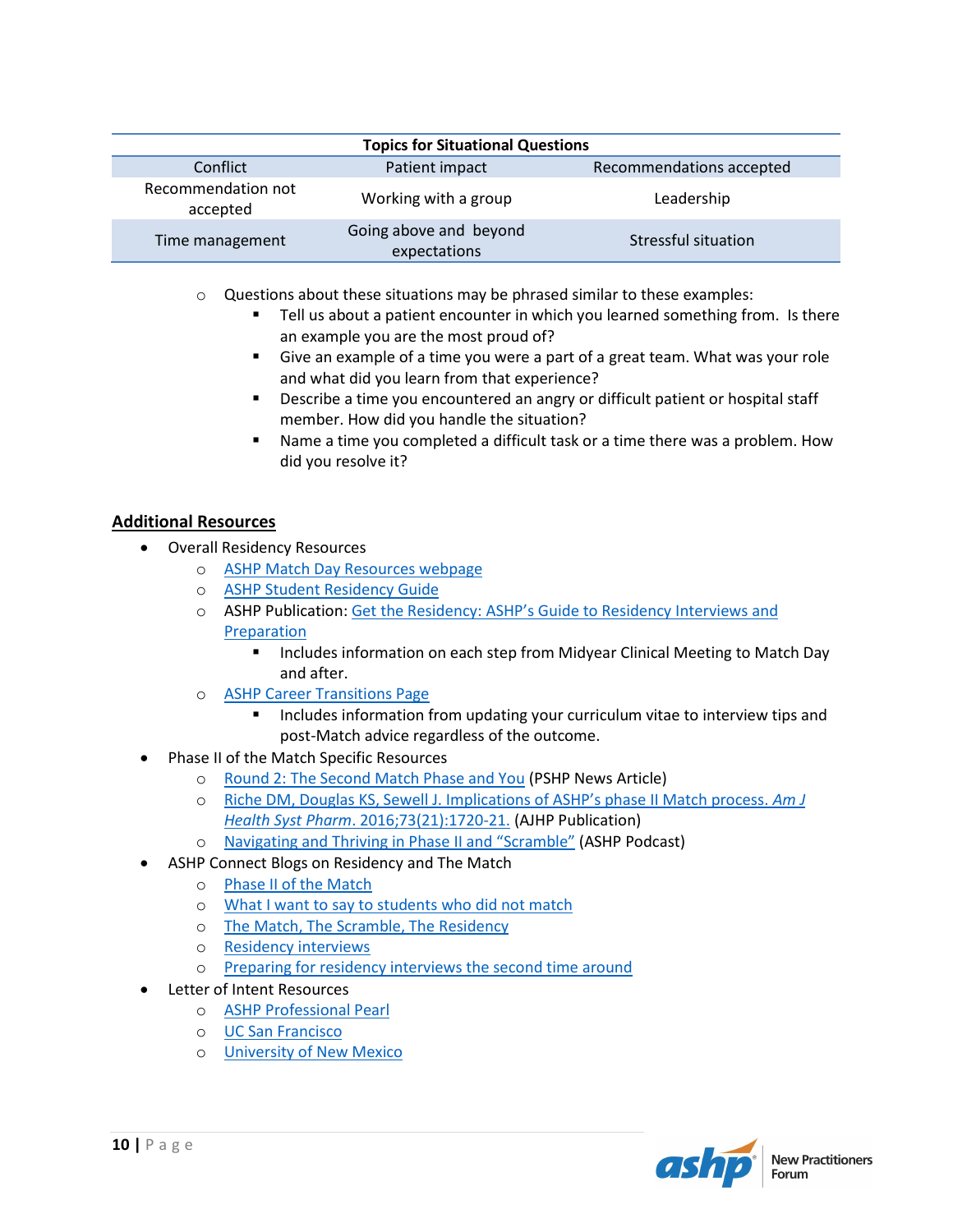| Topics for Situational Questions | | |
|---|---|---|
| Conflict | Patient impact | Recommendations accepted |
| Recommendation not accepted | Working with a group | Leadership |
| Time management | Going above and beyond expectations | Stressful situation |

- Questions about these situations may be phrased similar to these examples:
  - Tell us about a patient encounter in which you learned something from. Is there an example you are the most proud of?
  - Give an example of a time you were a part of a great team. What was your role and what did you learn from that experience?
  - Describe a time you encountered an angry or difficult patient or hospital staff member. How did you handle the situation?
  - Name a time you completed a difficult task or a time there was a problem. How did you resolve it?

## Additional Resources

- Overall Residency Resources
  - ASHP Match Day Resources webpage
  - ASHP Student Residency Guide
  - ASHP Publication: Get the Residency: ASHP's Guide to Residency Interviews and Preparation
    - Includes information on each step from Midyear Clinical Meeting to Match Day and after.
  - ASHP Career Transitions Page
    - Includes information from updating your curriculum vitae to interview tips and post-Match advice regardless of the outcome.
- Phase II of the Match Specific Resources
  - Round 2: The Second Match Phase and You (PSHP News Article)
  - Riche DM, Douglas KS, Sewell J. Implications of ASHP's phase II Match process. *Am J Health Syst Pharm*. 2016;73(21):1720-21. (AJHP Publication)
  - Navigating and Thriving in Phase II and "Scramble" (ASHP Podcast)
- ASHP Connect Blogs on Residency and The Match
  - Phase II of the Match
  - What I want to say to students who did not match
  - The Match, The Scramble, The Residency
  - Residency interviews
  - Preparing for residency interviews the second time around
- Letter of Intent Resources
  - ASHP Professional Pearl
  - UC San Francisco
  - University of New Mexico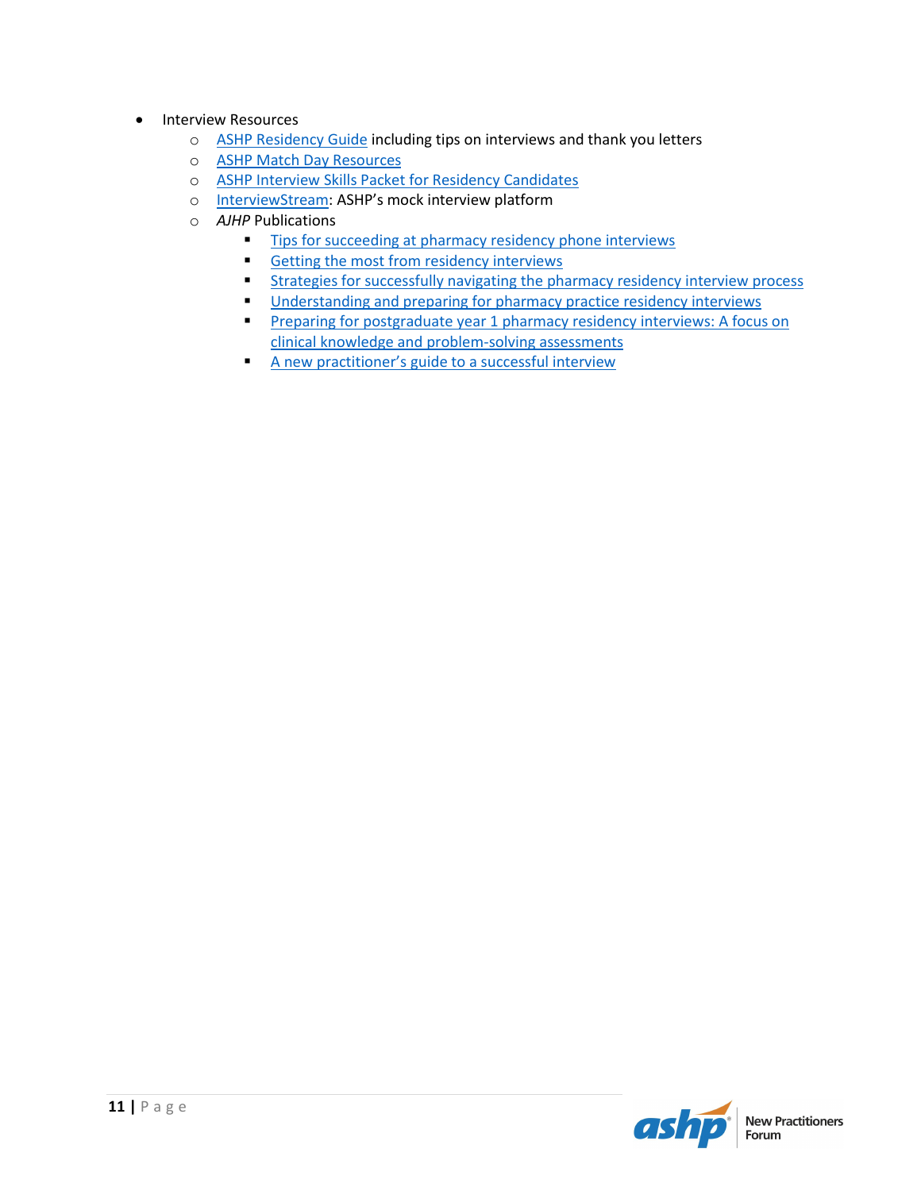- Interview Resources
  - ASHP Residency Guide including tips on interviews and thank you letters
  - ASHP Match Day Resources
  - ASHP Interview Skills Packet for Residency Candidates
  - InterviewStream: ASHP's mock interview platform
  - *AJHP* Publications
    - Tips for succeeding at pharmacy residency phone interviews
    - Getting the most from residency interviews
    - Strategies for successfully navigating the pharmacy residency interview process
    - Understanding and preparing for pharmacy practice residency interviews
    - Preparing for postgraduate year 1 pharmacy residency interviews: A focus on clinical knowledge and problem-solving assessments
    - A new practitioner's guide to a successful interview